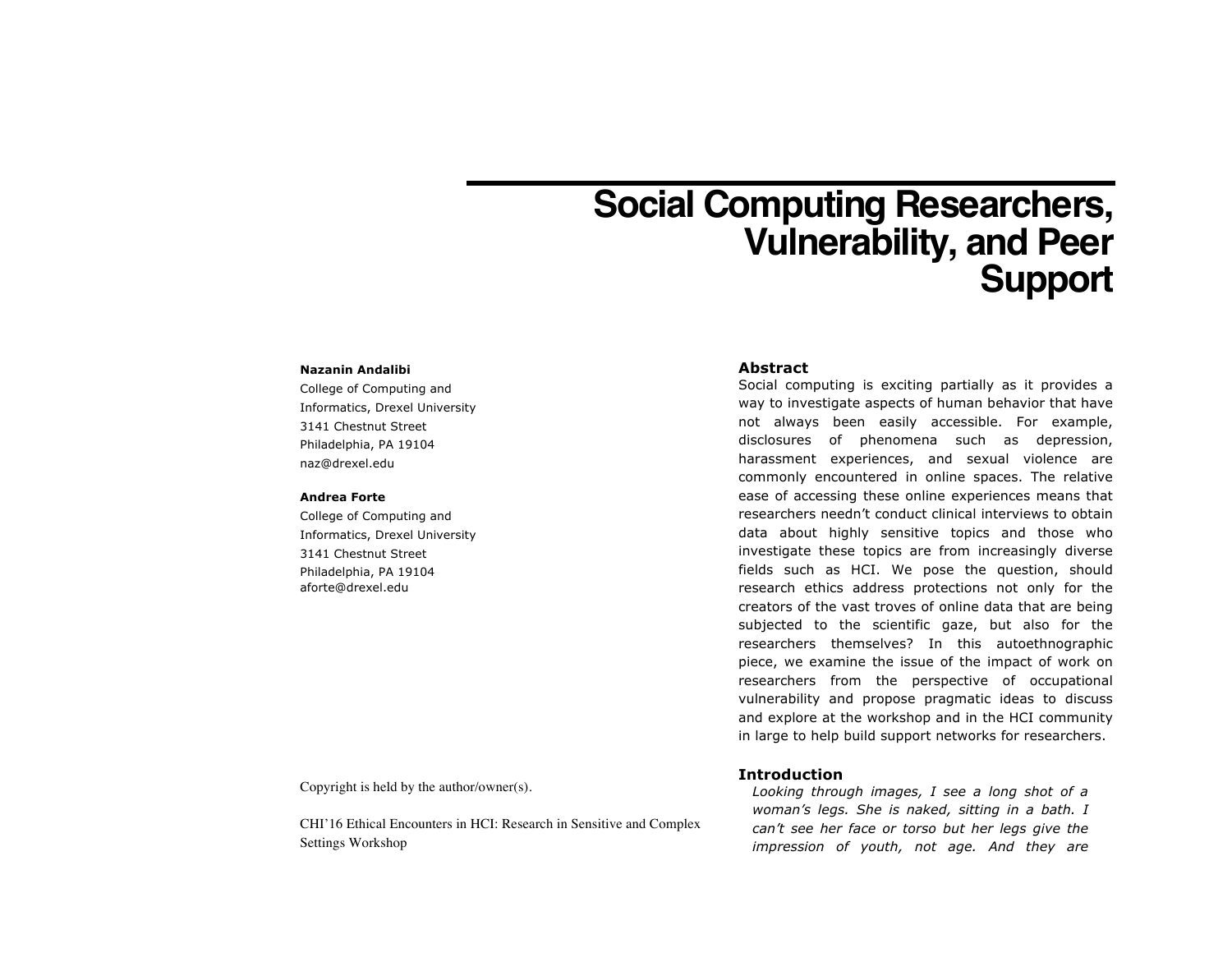# Social Computing Researchers, Vulnerability, and Peer Support

**Nazanin Andalibi**
College of Computing and
Informatics, Drexel University
3141 Chestnut Street
Philadelphia, PA 19104
naz@drexel.edu

**Andrea Forte**
College of Computing and
Informatics, Drexel University
3141 Chestnut Street
Philadelphia, PA 19104
aforte@drexel.edu

Copyright is held by the author/owner(s).

CHI'16 Ethical Encounters in HCI: Research in Sensitive and Complex Settings Workshop

## Abstract

Social computing is exciting partially as it provides a way to investigate aspects of human behavior that have not always been easily accessible. For example, disclosures of phenomena such as depression, harassment experiences, and sexual violence are commonly encountered in online spaces. The relative ease of accessing these online experiences means that researchers needn't conduct clinical interviews to obtain data about highly sensitive topics and those who investigate these topics are from increasingly diverse fields such as HCI. We pose the question, should research ethics address protections not only for the creators of the vast troves of online data that are being subjected to the scientific gaze, but also for the researchers themselves? In this autoethnographic piece, we examine the issue of the impact of work on researchers from the perspective of occupational vulnerability and propose pragmatic ideas to discuss and explore at the workshop and in the HCI community in large to help build support networks for researchers.

## Introduction

*Looking through images, I see a long shot of a woman's legs. She is naked, sitting in a bath. I can't see her face or torso but her legs give the impression of youth, not age. And they are*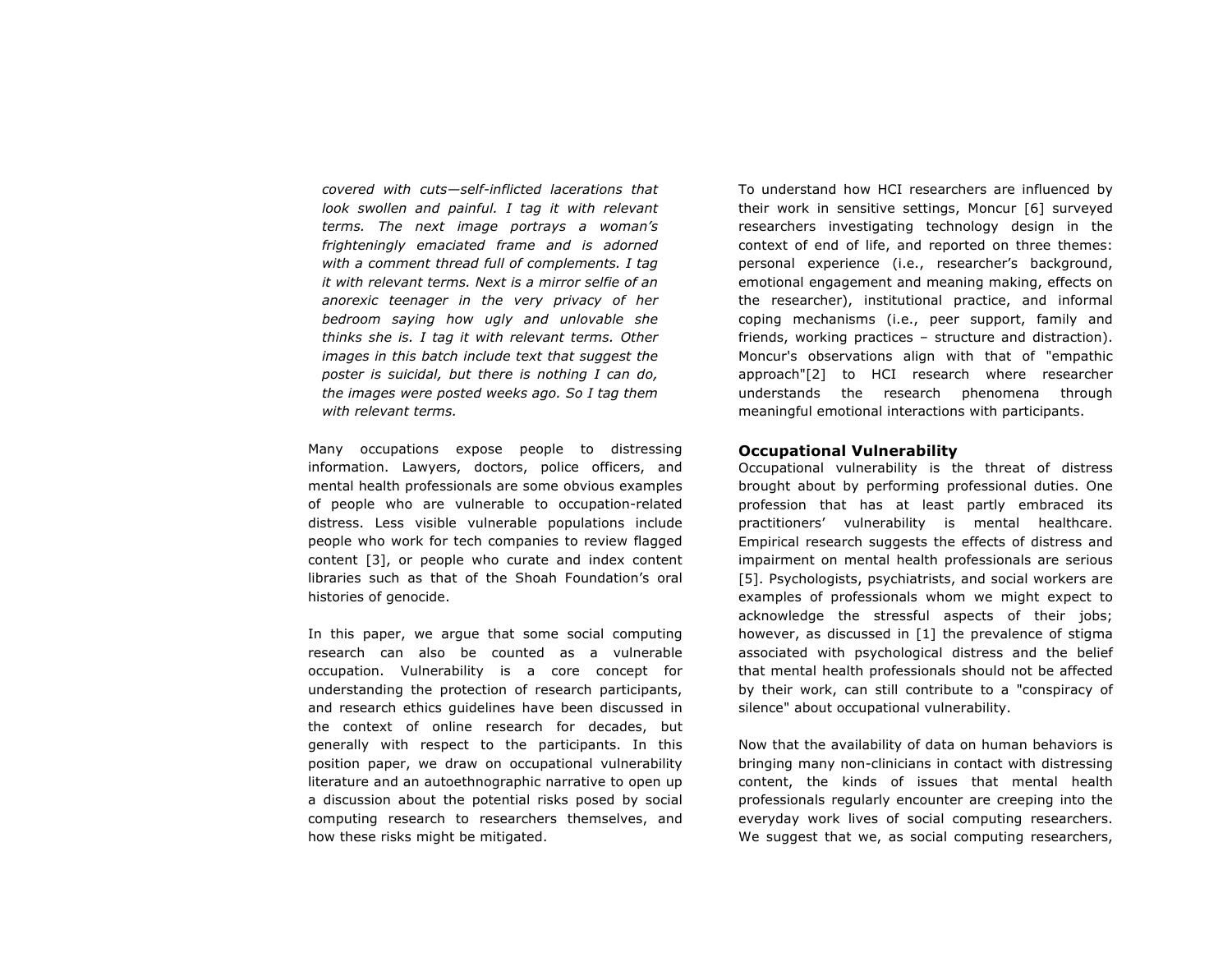*covered with cuts—self-inflicted lacerations that look swollen and painful. I tag it with relevant terms. The next image portrays a woman's frighteningly emaciated frame and is adorned with a comment thread full of complements. I tag it with relevant terms. Next is a mirror selfie of an anorexic teenager in the very privacy of her bedroom saying how ugly and unlovable she thinks she is. I tag it with relevant terms. Other images in this batch include text that suggest the poster is suicidal, but there is nothing I can do, the images were posted weeks ago. So I tag them with relevant terms.*

Many occupations expose people to distressing information. Lawyers, doctors, police officers, and mental health professionals are some obvious examples of people who are vulnerable to occupation-related distress. Less visible vulnerable populations include people who work for tech companies to review flagged content [3], or people who curate and index content libraries such as that of the Shoah Foundation's oral histories of genocide.

In this paper, we argue that some social computing research can also be counted as a vulnerable occupation. Vulnerability is a core concept for understanding the protection of research participants, and research ethics guidelines have been discussed in the context of online research for decades, but generally with respect to the participants. In this position paper, we draw on occupational vulnerability literature and an autoethnographic narrative to open up a discussion about the potential risks posed by social computing research to researchers themselves, and how these risks might be mitigated.

To understand how HCI researchers are influenced by their work in sensitive settings, Moncur [6] surveyed researchers investigating technology design in the context of end of life, and reported on three themes: personal experience (i.e., researcher's background, emotional engagement and meaning making, effects on the researcher), institutional practice, and informal coping mechanisms (i.e., peer support, family and friends, working practices – structure and distraction). Moncur's observations align with that of "empathic approach"[2] to HCI research where researcher understands the research phenomena through meaningful emotional interactions with participants.

## Occupational Vulnerability

Occupational vulnerability is the threat of distress brought about by performing professional duties. One profession that has at least partly embraced its practitioners' vulnerability is mental healthcare. Empirical research suggests the effects of distress and impairment on mental health professionals are serious [5]. Psychologists, psychiatrists, and social workers are examples of professionals whom we might expect to acknowledge the stressful aspects of their jobs; however, as discussed in [1] the prevalence of stigma associated with psychological distress and the belief that mental health professionals should not be affected by their work, can still contribute to a "conspiracy of silence" about occupational vulnerability.

Now that the availability of data on human behaviors is bringing many non-clinicians in contact with distressing content, the kinds of issues that mental health professionals regularly encounter are creeping into the everyday work lives of social computing researchers. We suggest that we, as social computing researchers,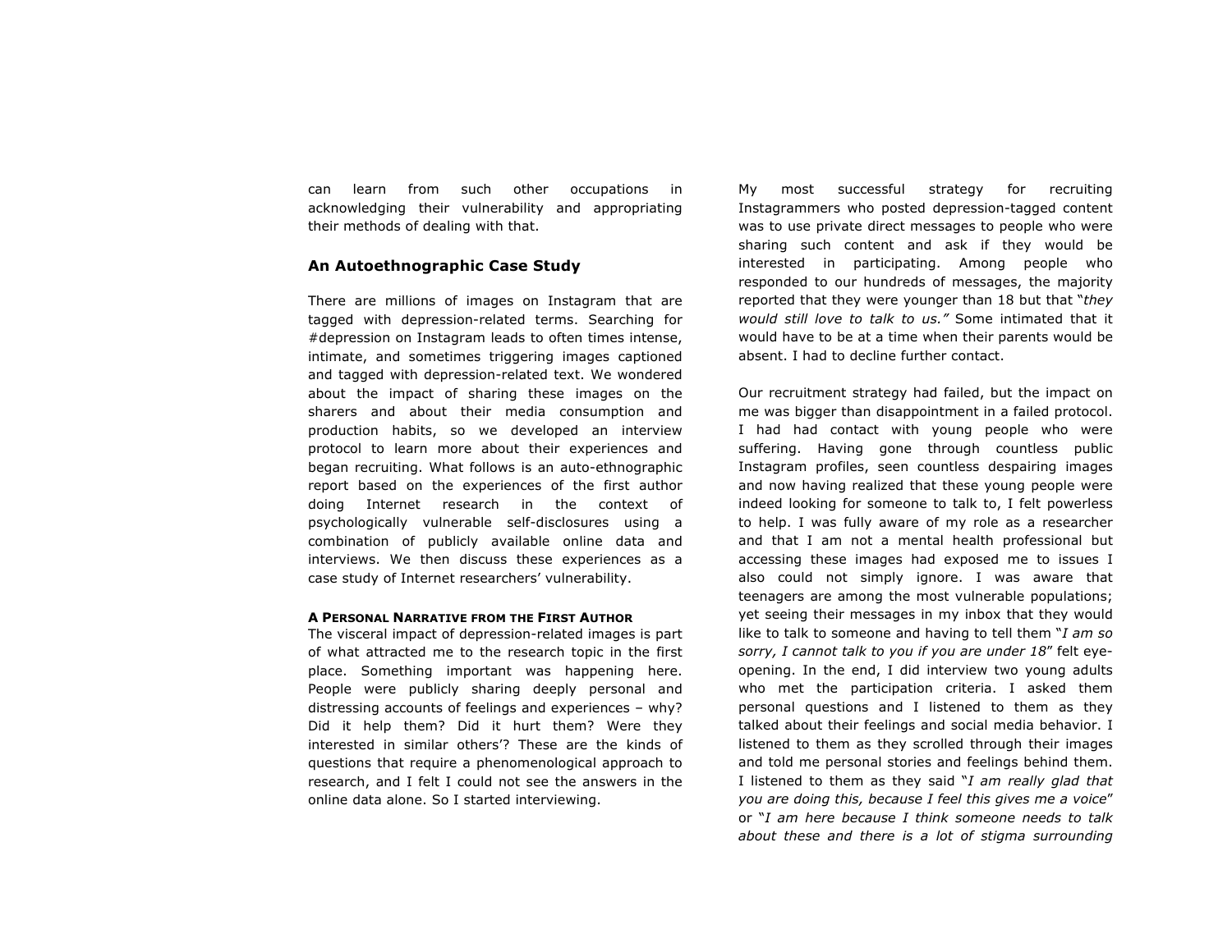can learn from such other occupations in acknowledging their vulnerability and appropriating their methods of dealing with that.

## An Autoethnographic Case Study

There are millions of images on Instagram that are tagged with depression-related terms. Searching for #depression on Instagram leads to often times intense, intimate, and sometimes triggering images captioned and tagged with depression-related text. We wondered about the impact of sharing these images on the sharers and about their media consumption and production habits, so we developed an interview protocol to learn more about their experiences and began recruiting. What follows is an auto-ethnographic report based on the experiences of the first author doing Internet research in the context of psychologically vulnerable self-disclosures using a combination of publicly available online data and interviews. We then discuss these experiences as a case study of Internet researchers' vulnerability.

### A Personal Narrative from the First Author

The visceral impact of depression-related images is part of what attracted me to the research topic in the first place. Something important was happening here. People were publicly sharing deeply personal and distressing accounts of feelings and experiences – why? Did it help them? Did it hurt them? Were they interested in similar others'? These are the kinds of questions that require a phenomenological approach to research, and I felt I could not see the answers in the online data alone. So I started interviewing.

My most successful strategy for recruiting Instagrammers who posted depression-tagged content was to use private direct messages to people who were sharing such content and ask if they would be interested in participating. Among people who responded to our hundreds of messages, the majority reported that they were younger than 18 but that "*they would still love to talk to us.*" Some intimated that it would have to be at a time when their parents would be absent. I had to decline further contact.

Our recruitment strategy had failed, but the impact on me was bigger than disappointment in a failed protocol. I had had contact with young people who were suffering. Having gone through countless public Instagram profiles, seen countless despairing images and now having realized that these young people were indeed looking for someone to talk to, I felt powerless to help. I was fully aware of my role as a researcher and that I am not a mental health professional but accessing these images had exposed me to issues I also could not simply ignore. I was aware that teenagers are among the most vulnerable populations; yet seeing their messages in my inbox that they would like to talk to someone and having to tell them "*I am so sorry, I cannot talk to you if you are under 18*" felt eye-opening. In the end, I did interview two young adults who met the participation criteria. I asked them personal questions and I listened to them as they talked about their feelings and social media behavior. I listened to them as they scrolled through their images and told me personal stories and feelings behind them. I listened to them as they said "*I am really glad that you are doing this, because I feel this gives me a voice*" or "*I am here because I think someone needs to talk about these and there is a lot of stigma surrounding*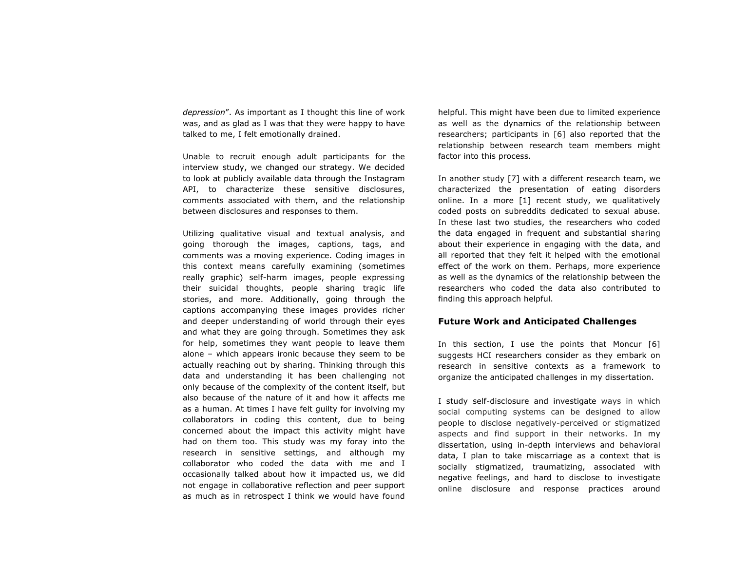*depression*". As important as I thought this line of work was, and as glad as I was that they were happy to have talked to me, I felt emotionally drained.

Unable to recruit enough adult participants for the interview study, we changed our strategy. We decided to look at publicly available data through the Instagram API, to characterize these sensitive disclosures, comments associated with them, and the relationship between disclosures and responses to them.

Utilizing qualitative visual and textual analysis, and going thorough the images, captions, tags, and comments was a moving experience. Coding images in this context means carefully examining (sometimes really graphic) self-harm images, people expressing their suicidal thoughts, people sharing tragic life stories, and more. Additionally, going through the captions accompanying these images provides richer and deeper understanding of world through their eyes and what they are going through. Sometimes they ask for help, sometimes they want people to leave them alone – which appears ironic because they seem to be actually reaching out by sharing. Thinking through this data and understanding it has been challenging not only because of the complexity of the content itself, but also because of the nature of it and how it affects me as a human. At times I have felt guilty for involving my collaborators in coding this content, due to being concerned about the impact this activity might have had on them too. This study was my foray into the research in sensitive settings, and although my collaborator who coded the data with me and I occasionally talked about how it impacted us, we did not engage in collaborative reflection and peer support as much as in retrospect I think we would have found helpful. This might have been due to limited experience as well as the dynamics of the relationship between researchers; participants in [6] also reported that the relationship between research team members might factor into this process.

In another study [7] with a different research team, we characterized the presentation of eating disorders online. In a more [1] recent study, we qualitatively coded posts on subreddits dedicated to sexual abuse. In these last two studies, the researchers who coded the data engaged in frequent and substantial sharing about their experience in engaging with the data, and all reported that they felt it helped with the emotional effect of the work on them. Perhaps, more experience as well as the dynamics of the relationship between the researchers who coded the data also contributed to finding this approach helpful.

## Future Work and Anticipated Challenges

In this section, I use the points that Moncur [6] suggests HCI researchers consider as they embark on research in sensitive contexts as a framework to organize the anticipated challenges in my dissertation.

I study self-disclosure and investigate ways in which social computing systems can be designed to allow people to disclose negatively-perceived or stigmatized aspects and find support in their networks. In my dissertation, using in-depth interviews and behavioral data, I plan to take miscarriage as a context that is socially stigmatized, traumatizing, associated with negative feelings, and hard to disclose to investigate online disclosure and response practices around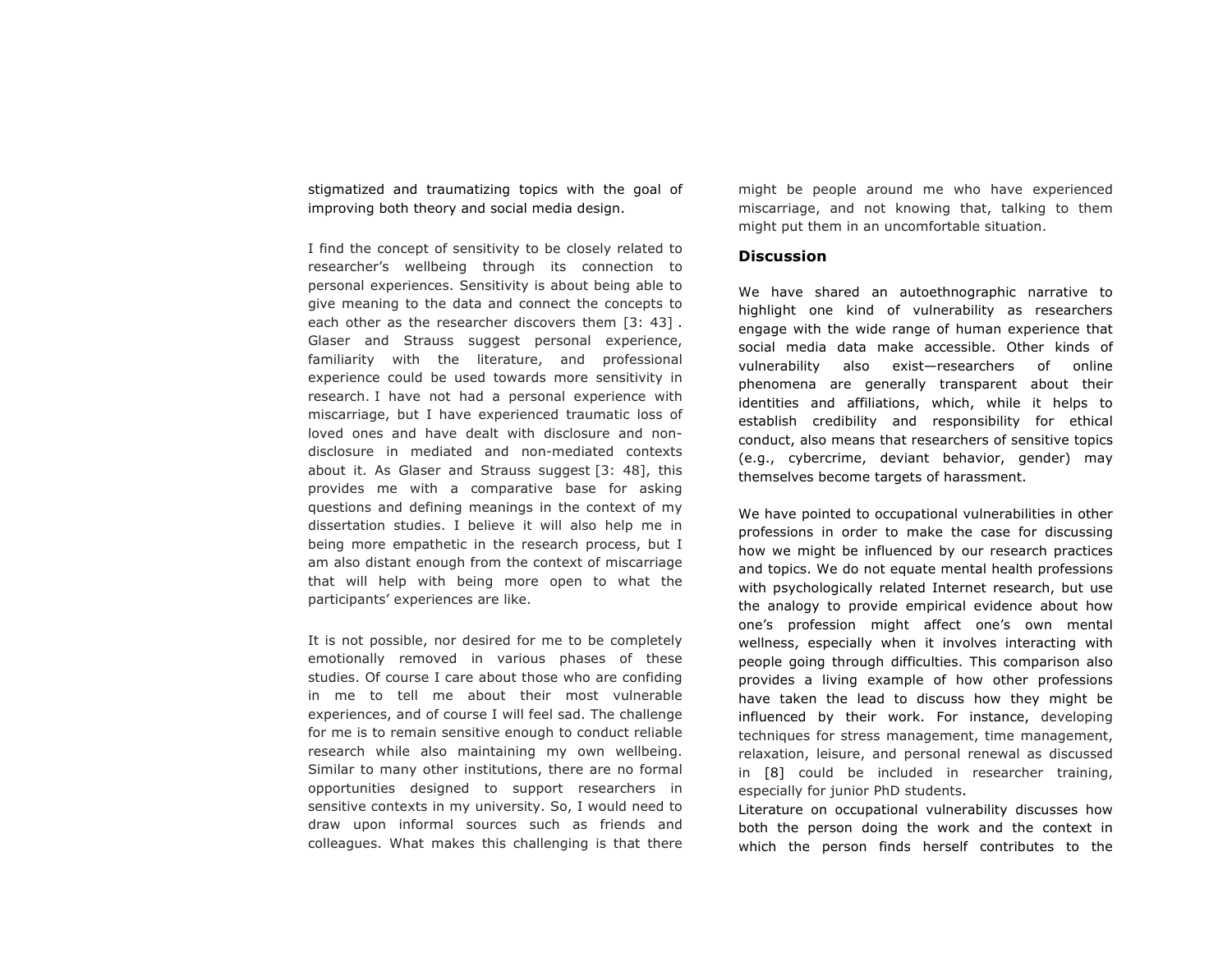stigmatized and traumatizing topics with the goal of improving both theory and social media design.

I find the concept of sensitivity to be closely related to researcher's wellbeing through its connection to personal experiences. Sensitivity is about being able to give meaning to the data and connect the concepts to each other as the researcher discovers them [3: 43] . Glaser and Strauss suggest personal experience, familiarity with the literature, and professional experience could be used towards more sensitivity in research. I have not had a personal experience with miscarriage, but I have experienced traumatic loss of loved ones and have dealt with disclosure and non-disclosure in mediated and non-mediated contexts about it. As Glaser and Strauss suggest [3: 48], this provides me with a comparative base for asking questions and defining meanings in the context of my dissertation studies. I believe it will also help me in being more empathetic in the research process, but I am also distant enough from the context of miscarriage that will help with being more open to what the participants' experiences are like.

It is not possible, nor desired for me to be completely emotionally removed in various phases of these studies. Of course I care about those who are confiding in me to tell me about their most vulnerable experiences, and of course I will feel sad. The challenge for me is to remain sensitive enough to conduct reliable research while also maintaining my own wellbeing. Similar to many other institutions, there are no formal opportunities designed to support researchers in sensitive contexts in my university. So, I would need to draw upon informal sources such as friends and colleagues. What makes this challenging is that there might be people around me who have experienced miscarriage, and not knowing that, talking to them might put them in an uncomfortable situation.

## Discussion

We have shared an autoethnographic narrative to highlight one kind of vulnerability as researchers engage with the wide range of human experience that social media data make accessible. Other kinds of vulnerability also exist—researchers of online phenomena are generally transparent about their identities and affiliations, which, while it helps to establish credibility and responsibility for ethical conduct, also means that researchers of sensitive topics (e.g., cybercrime, deviant behavior, gender) may themselves become targets of harassment.

We have pointed to occupational vulnerabilities in other professions in order to make the case for discussing how we might be influenced by our research practices and topics. We do not equate mental health professions with psychologically related Internet research, but use the analogy to provide empirical evidence about how one's profession might affect one's own mental wellness, especially when it involves interacting with people going through difficulties. This comparison also provides a living example of how other professions have taken the lead to discuss how they might be influenced by their work. For instance, developing techniques for stress management, time management, relaxation, leisure, and personal renewal as discussed in [8] could be included in researcher training, especially for junior PhD students.

Literature on occupational vulnerability discusses how both the person doing the work and the context in which the person finds herself contributes to the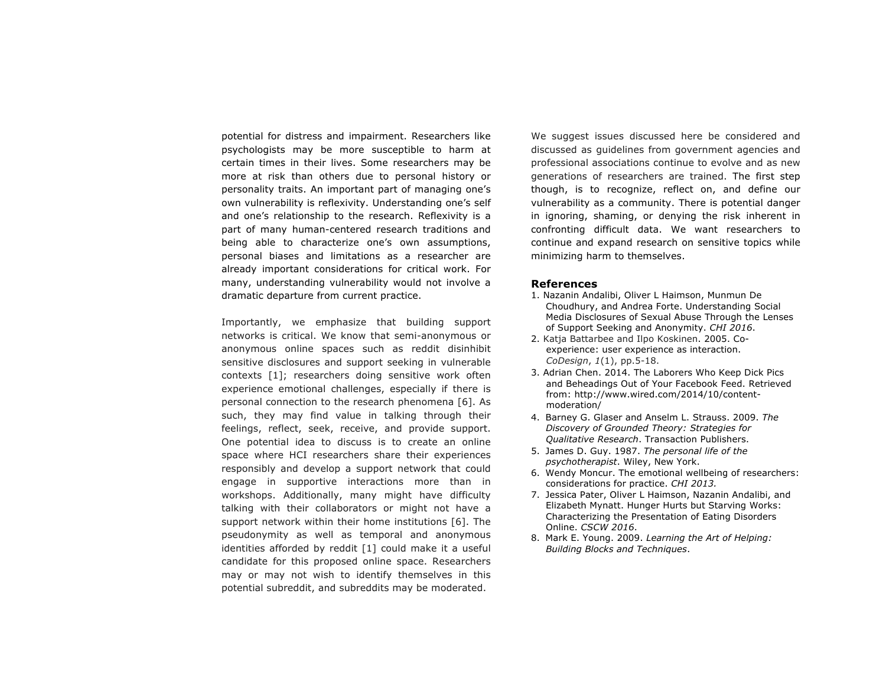potential for distress and impairment. Researchers like psychologists may be more susceptible to harm at certain times in their lives. Some researchers may be more at risk than others due to personal history or personality traits. An important part of managing one's own vulnerability is reflexivity. Understanding one's self and one's relationship to the research. Reflexivity is a part of many human-centered research traditions and being able to characterize one's own assumptions, personal biases and limitations as a researcher are already important considerations for critical work. For many, understanding vulnerability would not involve a dramatic departure from current practice.

Importantly, we emphasize that building support networks is critical. We know that semi-anonymous or anonymous online spaces such as reddit disinhibit sensitive disclosures and support seeking in vulnerable contexts [1]; researchers doing sensitive work often experience emotional challenges, especially if there is personal connection to the research phenomena [6]. As such, they may find value in talking through their feelings, reflect, seek, receive, and provide support. One potential idea to discuss is to create an online space where HCI researchers share their experiences responsibly and develop a support network that could engage in supportive interactions more than in workshops. Additionally, many might have difficulty talking with their collaborators or might not have a support network within their home institutions [6]. The pseudonymity as well as temporal and anonymous identities afforded by reddit [1] could make it a useful candidate for this proposed online space. Researchers may or may not wish to identify themselves in this potential subreddit, and subreddits may be moderated.

We suggest issues discussed here be considered and discussed as guidelines from government agencies and professional associations continue to evolve and as new generations of researchers are trained. The first step though, is to recognize, reflect on, and define our vulnerability as a community. There is potential danger in ignoring, shaming, or denying the risk inherent in confronting difficult data. We want researchers to continue and expand research on sensitive topics while minimizing harm to themselves.

## References

1. Nazanin Andalibi, Oliver L Haimson, Munmun De Choudhury, and Andrea Forte. Understanding Social Media Disclosures of Sexual Abuse Through the Lenses of Support Seeking and Anonymity. *CHI 2016*.
2. Katja Battarbee and Ilpo Koskinen. 2005. Co-experience: user experience as interaction. *CoDesign*, *1*(1), pp.5-18.
3. Adrian Chen. 2014. The Laborers Who Keep Dick Pics and Beheadings Out of Your Facebook Feed. Retrieved from: http://www.wired.com/2014/10/content-moderation/
4. Barney G. Glaser and Anselm L. Strauss. 2009. *The Discovery of Grounded Theory: Strategies for Qualitative Research*. Transaction Publishers.
5. James D. Guy. 1987. *The personal life of the psychotherapist*. Wiley, New York.
6. Wendy Moncur. The emotional wellbeing of researchers: considerations for practice. *CHI 2013.*
7. Jessica Pater, Oliver L Haimson, Nazanin Andalibi, and Elizabeth Mynatt. Hunger Hurts but Starving Works: Characterizing the Presentation of Eating Disorders Online. *CSCW 2016*.
8. Mark E. Young. 2009. *Learning the Art of Helping: Building Blocks and Techniques*.